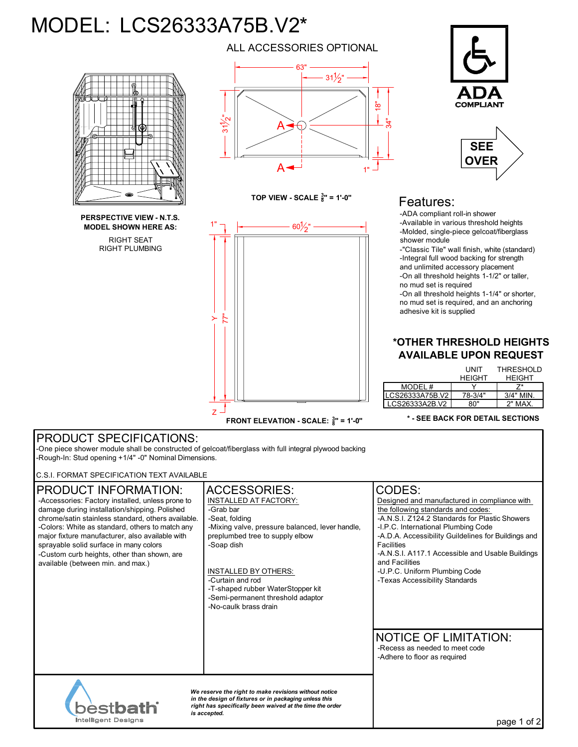# MODEL: LCS26333A75B.V2*

ALL ACCESSORIES OPTIONAL

PERSPECTIVE VIEW - N.T.S.
MODEL SHOWN HERE AS:

RIGHT SEAT
RIGHT PLUMBING

63" — 31½" — 31½" — 18" — 34" — 1"

TOP VIEW - SCALE $\frac{3}{8}$" = 1'-0"

1" — 60½" — Y — 77" — Z

FRONT ELEVATION - SCALE: $\frac{3}{8}$" = 1'-0"

ADA COMPLIANT

SEE OVER

## Features:

- ADA compliant roll-in shower
- Available in various threshold heights
- Molded, single-piece gelcoat/fiberglass shower module
- "Classic Tile" wall finish, white (standard)
- Integral full wood backing for strength and unlimited accessory placement
- On all threshold heights 1-1/2" or taller, no mud set is required
- On all threshold heights 1-1/4" or shorter, no mud set is required, and an anchoring adhesive kit is supplied

## *OTHER THRESHOLD HEIGHTS AVAILABLE UPON REQUEST

| | UNIT HEIGHT | THRESHOLD HEIGHT |
|---|---|---|
| MODEL # | Y | Z* |
| LCS26333A75B.V2 | 78-3/4" | 3/4" MIN. |
| LCS26333A2B.V2 | 80" | 2" MAX. |

* - SEE BACK FOR DETAIL SECTIONS

## PRODUCT SPECIFICATIONS:

- One piece shower module shall be constructed of gelcoat/fiberglass with full integral plywood backing
- Rough-In: Stud opening +1/4" -0" Nominal Dimensions.

C.S.I. FORMAT SPECIFICATION TEXT AVAILABLE

## PRODUCT INFORMATION:

- Accessories: Factory installed, unless prone to damage during installation/shipping. Polished chrome/satin stainless standard, others available.
- Colors: White as standard, others to match any major fixture manufacturer, also available with sprayable solid surface in many colors
- Custom curb heights, other than shown, are available (between min. and max.)

## ACCESSORIES:

INSTALLED AT FACTORY:
- Grab bar
- Seat, folding
- Mixing valve, pressure balanced, lever handle, preplumbed tree to supply elbow
- Soap dish

INSTALLED BY OTHERS:
- Curtain and rod
- T-shaped rubber WaterStopper kit
- Semi-permanent threshold adaptor
- No-caulk brass drain

## CODES:

Designed and manufactured in compliance with the following standards and codes:
- A.N.S.I. Z124.2 Standards for Plastic Showers
- I.P.C. International Plumbing Code
- A.D.A. Accessibility Guildelines for Buildings and Facilities
- A.N.S.I. A117.1 Accessible and Usable Buildings and Facilities
- U.P.C. Uniform Plumbing Code
- Texas Accessibility Standards

## NOTICE OF LIMITATION:

- Recess as needed to meet code
- Adhere to floor as required

bestbath® Intelligent Designs

*We reserve the right to make revisions without notice in the design of fixtures or in packaging unless this right has specifically been waived at the time the order is accepted.*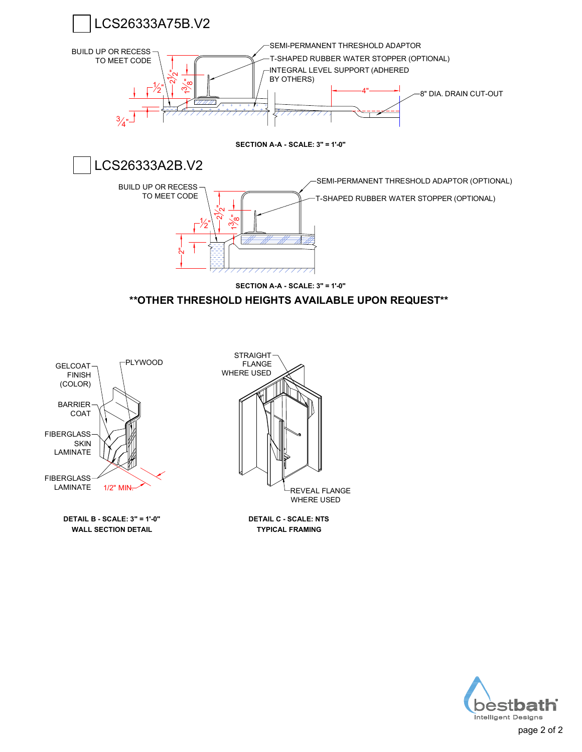☐ LCS26333A75B.V2

BUILD UP OR RECESS TO MEET CODE

SEMI-PERMANENT THRESHOLD ADAPTOR

T-SHAPED RUBBER WATER STOPPER (OPTIONAL)

INTEGRAL LEVEL SUPPORT (ADHERED BY OTHERS)

8" DIA. DRAIN CUT-OUT

2½"

1⅜"

½"

¾"

4"

**SECTION A-A - SCALE: 3" = 1'-0"**

☐ LCS26333A2B.V2

BUILD UP OR RECESS TO MEET CODE

SEMI-PERMANENT THRESHOLD ADAPTOR (OPTIONAL)

T-SHAPED RUBBER WATER STOPPER (OPTIONAL)

2½"

1⅜"

½"

2"

**SECTION A-A - SCALE: 3" = 1'-0"**

**\*\*OTHER THRESHOLD HEIGHTS AVAILABLE UPON REQUEST\*\***

GELCOAT FINISH (COLOR)

PLYWOOD

BARRIER COAT

FIBERGLASS SKIN LAMINATE

FIBERGLASS LAMINATE

1/2" MIN.

**DETAIL B - SCALE: 3" = 1'-0"**
**WALL SECTION DETAIL**

STRAIGHT FLANGE WHERE USED

REVEAL FLANGE WHERE USED

**DETAIL C - SCALE: NTS**
**TYPICAL FRAMING**

bestbath
Intelligent Designs